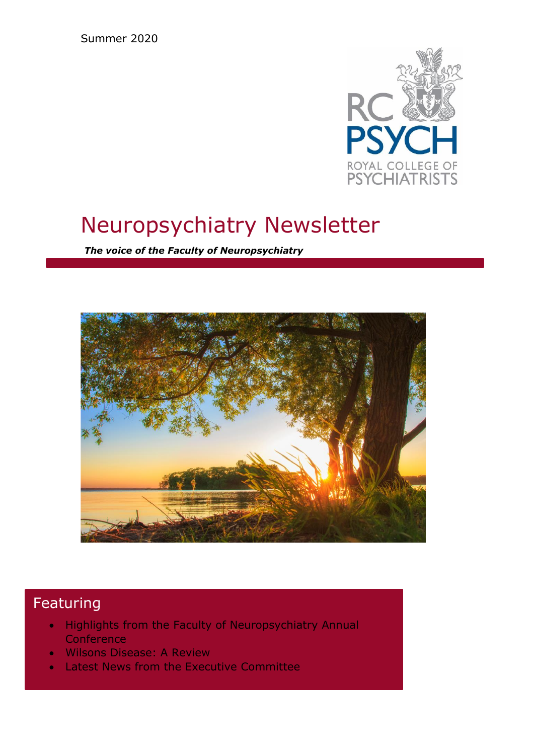Summer 2020

# Neuropsychiatry Newsletter

***The voice of the Faculty of Neuropsychiatry***

## Featuring

- Highlights from the Faculty of Neuropsychiatry Annual Conference
- Wilsons Disease: A Review
- Latest News from the Executive Committee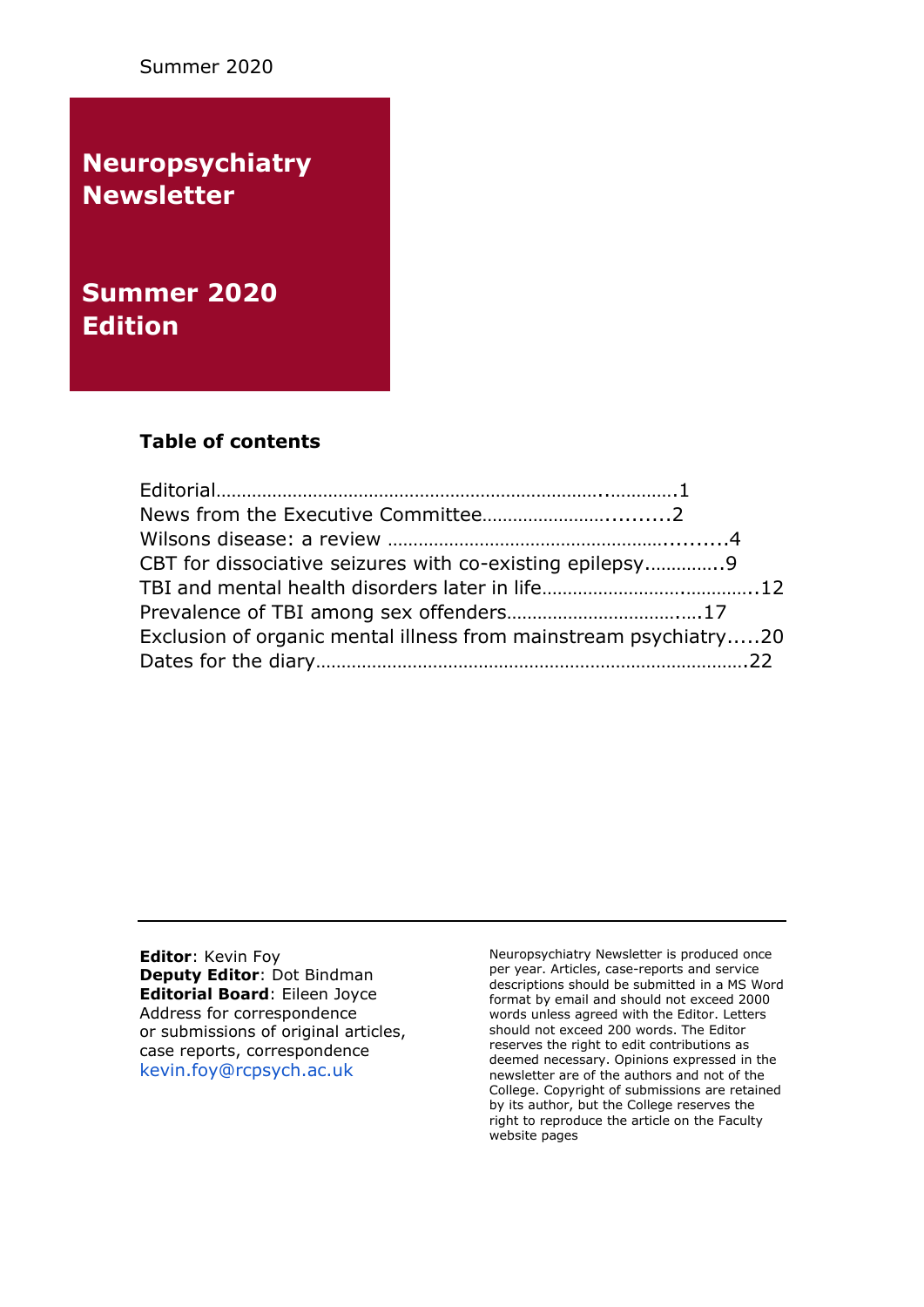Summer 2020

# Neuropsychiatry Newsletter

# Summer 2020 Edition

**Table of contents**

Editorial……………………………………………………………….………….1
News from the Executive Committee………………….........2
Wilsons disease: a review ……………………………………………..........4
CBT for dissociative seizures with co-existing epilepsy…………..9
TBI and mental health disorders later in life……………………………..12
Prevalence of TBI among sex offenders…………………………….….17
Exclusion of organic mental illness from mainstream psychiatry.....20
Dates for the diary…………………………………………………………………….22

---

**Editor**: Kevin Foy
**Deputy Editor**: Dot Bindman
**Editorial Board**: Eileen Joyce
Address for correspondence or submissions of original articles, case reports, correspondence
kevin.foy@rcpsych.ac.uk

Neuropsychiatry Newsletter is produced once per year. Articles, case-reports and service descriptions should be submitted in a MS Word format by email and should not exceed 2000 words unless agreed with the Editor. Letters should not exceed 200 words. The Editor reserves the right to edit contributions as deemed necessary. Opinions expressed in the newsletter are of the authors and not of the College. Copyright of submissions are retained by its author, but the College reserves the right to reproduce the article on the Faculty website pages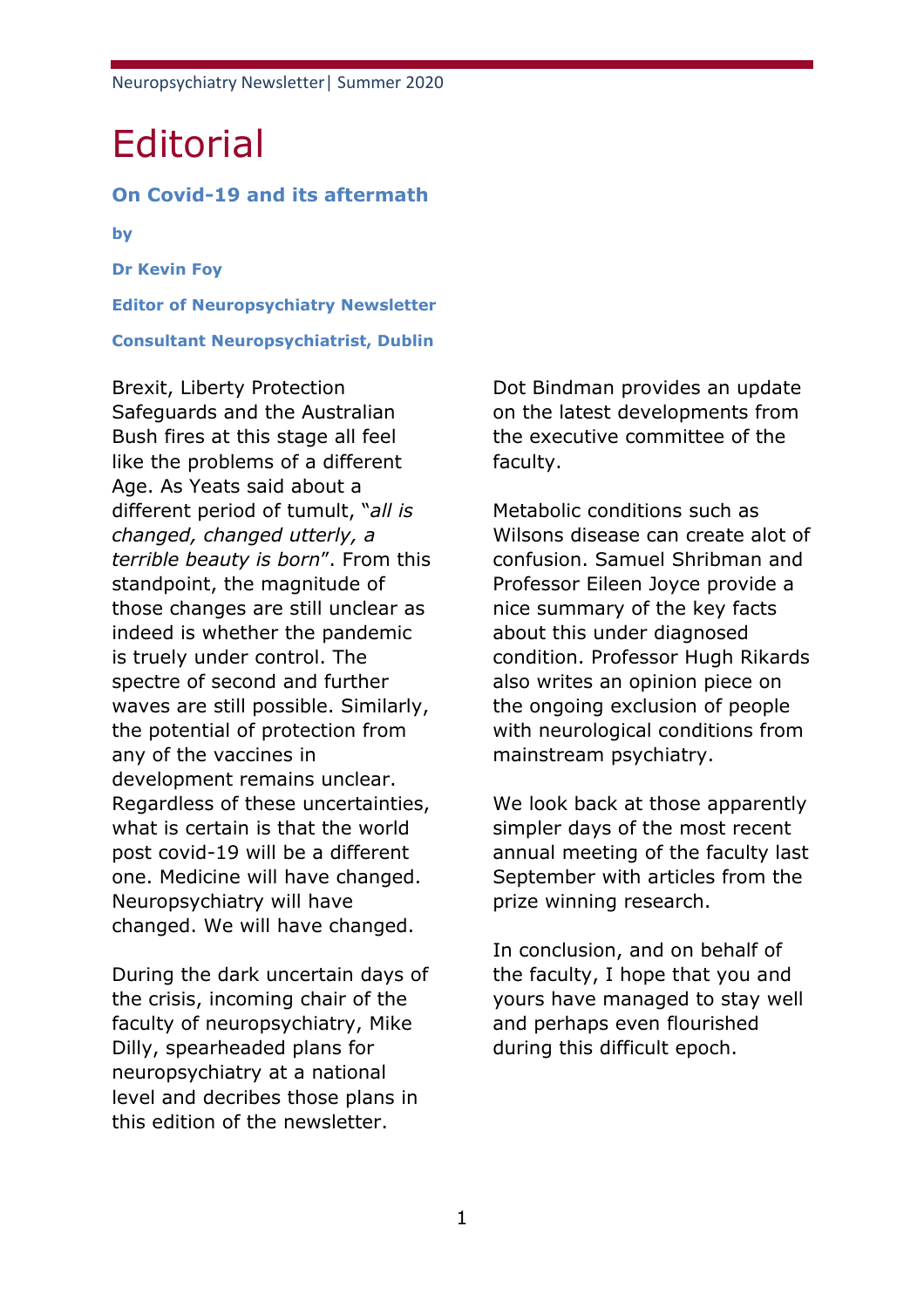# Editorial

### On Covid-19 and its aftermath

**by**

**Dr Kevin Foy**

**Editor of Neuropsychiatry Newsletter**

**Consultant Neuropsychiatrist, Dublin**

Brexit, Liberty Protection Safeguards and the Australian Bush fires at this stage all feel like the problems of a different Age. As Yeats said about a different period of tumult, "*all is changed, changed utterly, a terrible beauty is born*". From this standpoint, the magnitude of those changes are still unclear as indeed is whether the pandemic is truely under control. The spectre of second and further waves are still possible. Similarly, the potential of protection from any of the vaccines in development remains unclear. Regardless of these uncertainties, what is certain is that the world post covid-19 will be a different one. Medicine will have changed. Neuropsychiatry will have changed. We will have changed.

During the dark uncertain days of the crisis, incoming chair of the faculty of neuropsychiatry, Mike Dilly, spearheaded plans for neuropsychiatry at a national level and decribes those plans in this edition of the newsletter.

Dot Bindman provides an update on the latest developments from the executive committee of the faculty.

Metabolic conditions such as Wilsons disease can create alot of confusion. Samuel Shribman and Professor Eileen Joyce provide a nice summary of the key facts about this under diagnosed condition. Professor Hugh Rikards also writes an opinion piece on the ongoing exclusion of people with neurological conditions from mainstream psychiatry.

We look back at those apparently simpler days of the most recent annual meeting of the faculty last September with articles from the prize winning research.

In conclusion, and on behalf of the faculty, I hope that you and yours have managed to stay well and perhaps even flourished during this difficult epoch.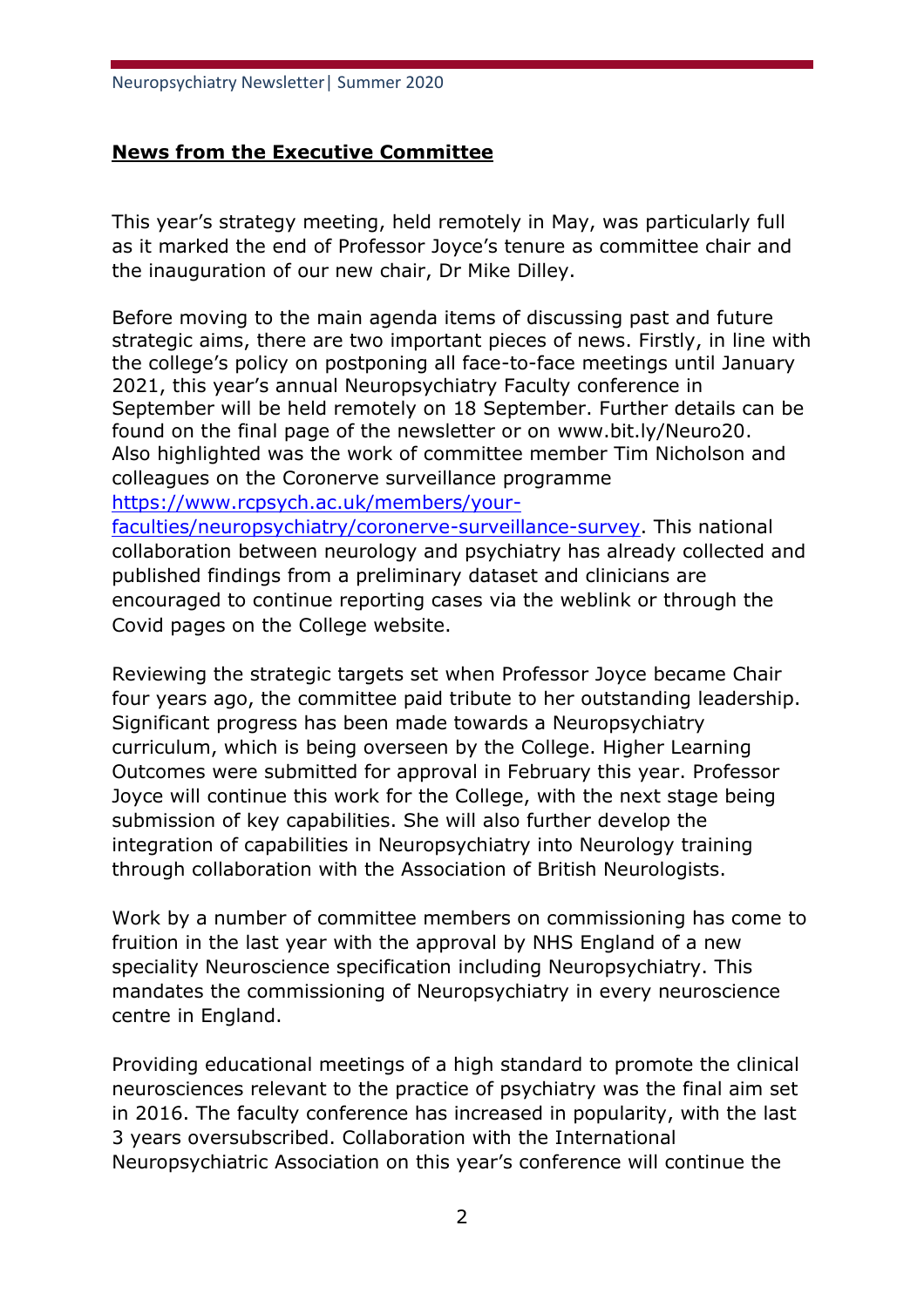## News from the Executive Committee

This year's strategy meeting, held remotely in May, was particularly full as it marked the end of Professor Joyce's tenure as committee chair and the inauguration of our new chair, Dr Mike Dilley.

Before moving to the main agenda items of discussing past and future strategic aims, there are two important pieces of news. Firstly, in line with the college's policy on postponing all face-to-face meetings until January 2021, this year's annual Neuropsychiatry Faculty conference in September will be held remotely on 18 September. Further details can be found on the final page of the newsletter or on www.bit.ly/Neuro20. Also highlighted was the work of committee member Tim Nicholson and colleagues on the Coronerve surveillance programme [https://www.rcpsych.ac.uk/members/your-faculties/neuropsychiatry/coronerve-surveillance-survey](https://www.rcpsych.ac.uk/members/your-faculties/neuropsychiatry/coronerve-surveillance-survey). This national collaboration between neurology and psychiatry has already collected and published findings from a preliminary dataset and clinicians are encouraged to continue reporting cases via the weblink or through the Covid pages on the College website.

Reviewing the strategic targets set when Professor Joyce became Chair four years ago, the committee paid tribute to her outstanding leadership. Significant progress has been made towards a Neuropsychiatry curriculum, which is being overseen by the College. Higher Learning Outcomes were submitted for approval in February this year. Professor Joyce will continue this work for the College, with the next stage being submission of key capabilities. She will also further develop the integration of capabilities in Neuropsychiatry into Neurology training through collaboration with the Association of British Neurologists.

Work by a number of committee members on commissioning has come to fruition in the last year with the approval by NHS England of a new speciality Neuroscience specification including Neuropsychiatry. This mandates the commissioning of Neuropsychiatry in every neuroscience centre in England.

Providing educational meetings of a high standard to promote the clinical neurosciences relevant to the practice of psychiatry was the final aim set in 2016. The faculty conference has increased in popularity, with the last 3 years oversubscribed. Collaboration with the International Neuropsychiatric Association on this year's conference will continue the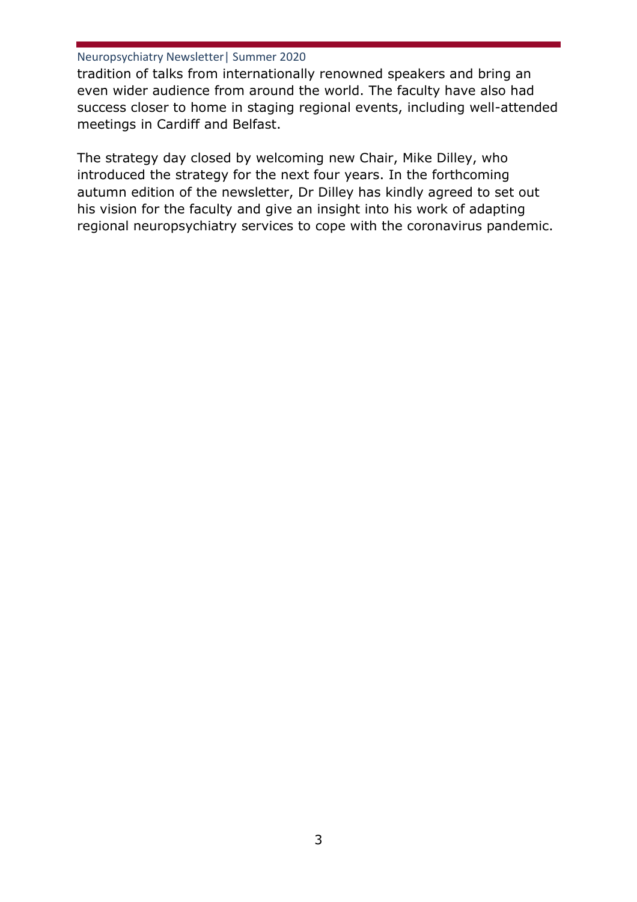tradition of talks from internationally renowned speakers and bring an even wider audience from around the world. The faculty have also had success closer to home in staging regional events, including well-attended meetings in Cardiff and Belfast.

The strategy day closed by welcoming new Chair, Mike Dilley, who introduced the strategy for the next four years. In the forthcoming autumn edition of the newsletter, Dr Dilley has kindly agreed to set out his vision for the faculty and give an insight into his work of adapting regional neuropsychiatry services to cope with the coronavirus pandemic.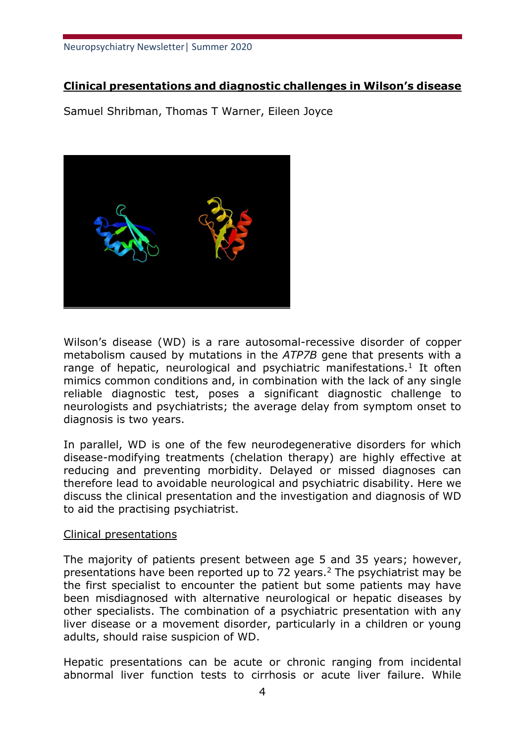## Clinical presentations and diagnostic challenges in Wilson's disease

Samuel Shribman, Thomas T Warner, Eileen Joyce

Wilson's disease (WD) is a rare autosomal-recessive disorder of copper metabolism caused by mutations in the *ATP7B* gene that presents with a range of hepatic, neurological and psychiatric manifestations.[1] It often mimics common conditions and, in combination with the lack of any single reliable diagnostic test, poses a significant diagnostic challenge to neurologists and psychiatrists; the average delay from symptom onset to diagnosis is two years.

In parallel, WD is one of the few neurodegenerative disorders for which disease-modifying treatments (chelation therapy) are highly effective at reducing and preventing morbidity. Delayed or missed diagnoses can therefore lead to avoidable neurological and psychiatric disability. Here we discuss the clinical presentation and the investigation and diagnosis of WD to aid the practising psychiatrist.

### Clinical presentations

The majority of patients present between age 5 and 35 years; however, presentations have been reported up to 72 years.[2] The psychiatrist may be the first specialist to encounter the patient but some patients may have been misdiagnosed with alternative neurological or hepatic diseases by other specialists. The combination of a psychiatric presentation with any liver disease or a movement disorder, particularly in a children or young adults, should raise suspicion of WD.

Hepatic presentations can be acute or chronic ranging from incidental abnormal liver function tests to cirrhosis or acute liver failure. While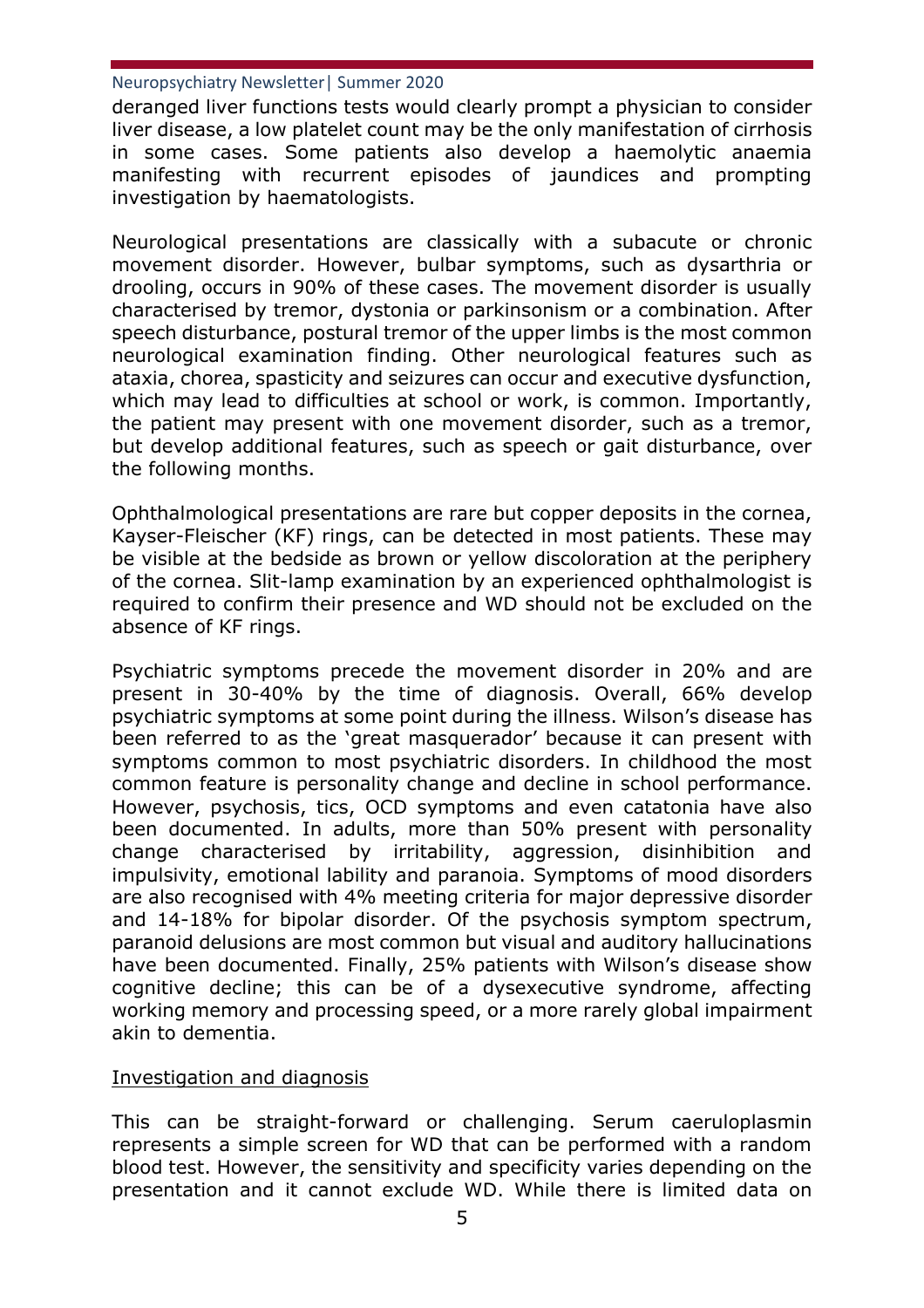deranged liver functions tests would clearly prompt a physician to consider liver disease, a low platelet count may be the only manifestation of cirrhosis in some cases. Some patients also develop a haemolytic anaemia manifesting with recurrent episodes of jaundices and prompting investigation by haematologists.

Neurological presentations are classically with a subacute or chronic movement disorder. However, bulbar symptoms, such as dysarthria or drooling, occurs in 90% of these cases. The movement disorder is usually characterised by tremor, dystonia or parkinsonism or a combination. After speech disturbance, postural tremor of the upper limbs is the most common neurological examination finding. Other neurological features such as ataxia, chorea, spasticity and seizures can occur and executive dysfunction, which may lead to difficulties at school or work, is common. Importantly, the patient may present with one movement disorder, such as a tremor, but develop additional features, such as speech or gait disturbance, over the following months.

Ophthalmological presentations are rare but copper deposits in the cornea, Kayser-Fleischer (KF) rings, can be detected in most patients. These may be visible at the bedside as brown or yellow discoloration at the periphery of the cornea. Slit-lamp examination by an experienced ophthalmologist is required to confirm their presence and WD should not be excluded on the absence of KF rings.

Psychiatric symptoms precede the movement disorder in 20% and are present in 30-40% by the time of diagnosis. Overall, 66% develop psychiatric symptoms at some point during the illness. Wilson's disease has been referred to as the 'great masquerador' because it can present with symptoms common to most psychiatric disorders. In childhood the most common feature is personality change and decline in school performance. However, psychosis, tics, OCD symptoms and even catatonia have also been documented. In adults, more than 50% present with personality change characterised by irritability, aggression, disinhibition and impulsivity, emotional lability and paranoia. Symptoms of mood disorders are also recognised with 4% meeting criteria for major depressive disorder and 14-18% for bipolar disorder. Of the psychosis symptom spectrum, paranoid delusions are most common but visual and auditory hallucinations have been documented. Finally, 25% patients with Wilson's disease show cognitive decline; this can be of a dysexecutive syndrome, affecting working memory and processing speed, or a more rarely global impairment akin to dementia.

<u>Investigation and diagnosis</u>

This can be straight-forward or challenging. Serum caeruloplasmin represents a simple screen for WD that can be performed with a random blood test. However, the sensitivity and specificity varies depending on the presentation and it cannot exclude WD. While there is limited data on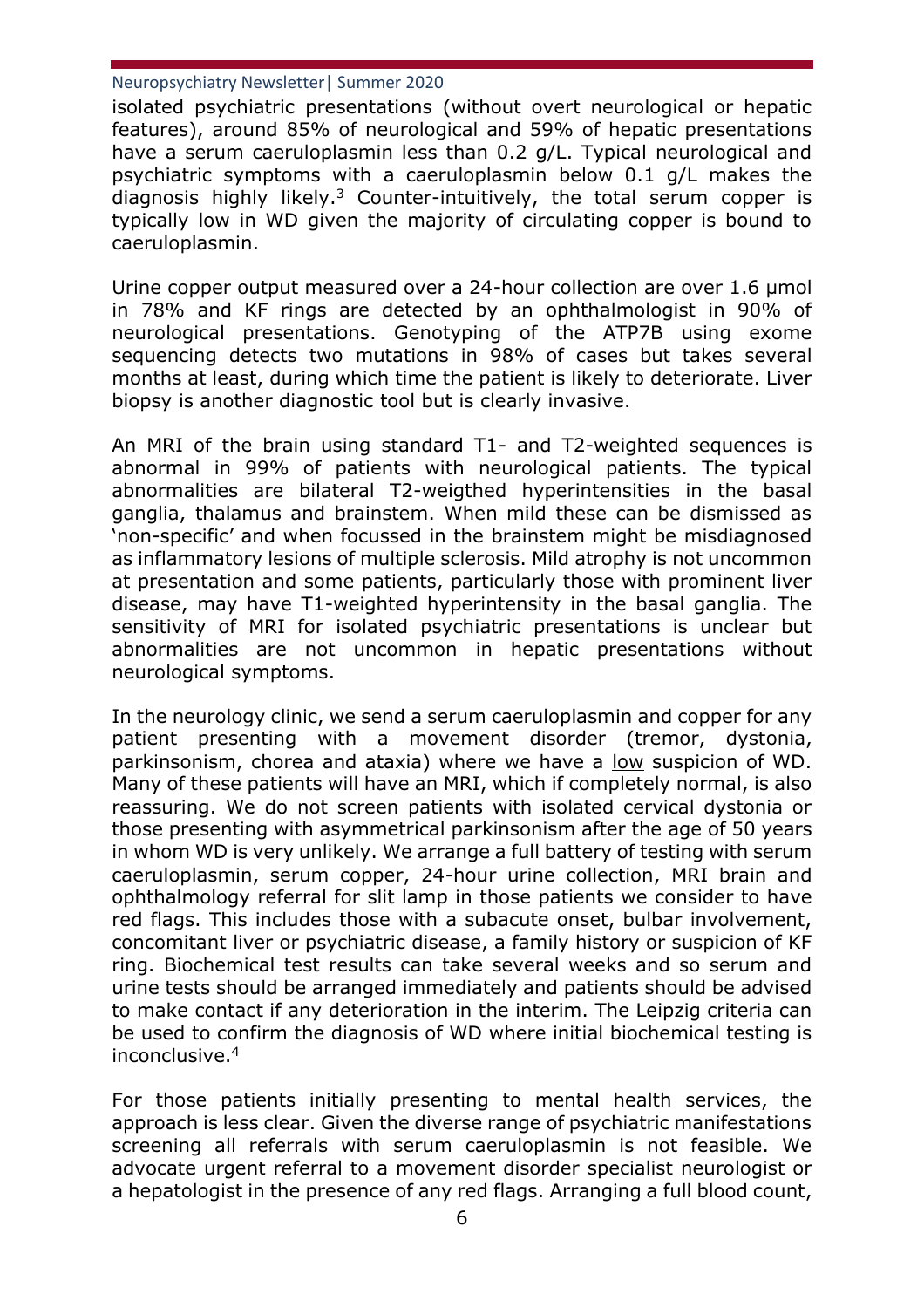isolated psychiatric presentations (without overt neurological or hepatic features), around 85% of neurological and 59% of hepatic presentations have a serum caeruloplasmin less than 0.2 g/L. Typical neurological and psychiatric symptoms with a caeruloplasmin below 0.1 g/L makes the diagnosis highly likely.[3] Counter-intuitively, the total serum copper is typically low in WD given the majority of circulating copper is bound to caeruloplasmin.

Urine copper output measured over a 24-hour collection are over 1.6 μmol in 78% and KF rings are detected by an ophthalmologist in 90% of neurological presentations. Genotyping of the ATP7B using exome sequencing detects two mutations in 98% of cases but takes several months at least, during which time the patient is likely to deteriorate. Liver biopsy is another diagnostic tool but is clearly invasive.

An MRI of the brain using standard T1- and T2-weighted sequences is abnormal in 99% of patients with neurological patients. The typical abnormalities are bilateral T2-weigthed hyperintensities in the basal ganglia, thalamus and brainstem. When mild these can be dismissed as 'non-specific' and when focussed in the brainstem might be misdiagnosed as inflammatory lesions of multiple sclerosis. Mild atrophy is not uncommon at presentation and some patients, particularly those with prominent liver disease, may have T1-weighted hyperintensity in the basal ganglia. The sensitivity of MRI for isolated psychiatric presentations is unclear but abnormalities are not uncommon in hepatic presentations without neurological symptoms.

In the neurology clinic, we send a serum caeruloplasmin and copper for any patient presenting with a movement disorder (tremor, dystonia, parkinsonism, chorea and ataxia) where we have a <u>low</u> suspicion of WD. Many of these patients will have an MRI, which if completely normal, is also reassuring. We do not screen patients with isolated cervical dystonia or those presenting with asymmetrical parkinsonism after the age of 50 years in whom WD is very unlikely. We arrange a full battery of testing with serum caeruloplasmin, serum copper, 24-hour urine collection, MRI brain and ophthalmology referral for slit lamp in those patients we consider to have red flags. This includes those with a subacute onset, bulbar involvement, concomitant liver or psychiatric disease, a family history or suspicion of KF ring. Biochemical test results can take several weeks and so serum and urine tests should be arranged immediately and patients should be advised to make contact if any deterioration in the interim. The Leipzig criteria can be used to confirm the diagnosis of WD where initial biochemical testing is inconclusive.[4]

For those patients initially presenting to mental health services, the approach is less clear. Given the diverse range of psychiatric manifestations screening all referrals with serum caeruloplasmin is not feasible. We advocate urgent referral to a movement disorder specialist neurologist or a hepatologist in the presence of any red flags. Arranging a full blood count,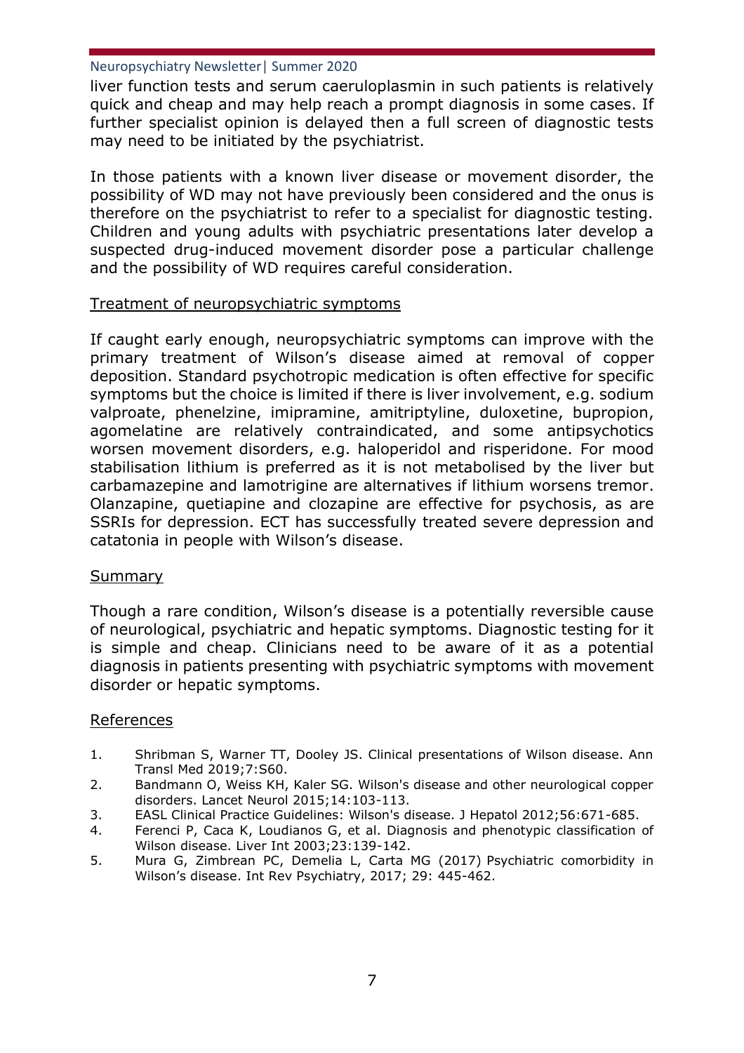liver function tests and serum caeruloplasmin in such patients is relatively quick and cheap and may help reach a prompt diagnosis in some cases. If further specialist opinion is delayed then a full screen of diagnostic tests may need to be initiated by the psychiatrist.

In those patients with a known liver disease or movement disorder, the possibility of WD may not have previously been considered and the onus is therefore on the psychiatrist to refer to a specialist for diagnostic testing. Children and young adults with psychiatric presentations later develop a suspected drug-induced movement disorder pose a particular challenge and the possibility of WD requires careful consideration.

## Treatment of neuropsychiatric symptoms

If caught early enough, neuropsychiatric symptoms can improve with the primary treatment of Wilson's disease aimed at removal of copper deposition. Standard psychotropic medication is often effective for specific symptoms but the choice is limited if there is liver involvement, e.g. sodium valproate, phenelzine, imipramine, amitriptyline, duloxetine, bupropion, agomelatine are relatively contraindicated, and some antipsychotics worsen movement disorders, e.g. haloperidol and risperidone. For mood stabilisation lithium is preferred as it is not metabolised by the liver but carbamazepine and lamotrigine are alternatives if lithium worsens tremor. Olanzapine, quetiapine and clozapine are effective for psychosis, as are SSRIs for depression. ECT has successfully treated severe depression and catatonia in people with Wilson's disease.

## Summary

Though a rare condition, Wilson's disease is a potentially reversible cause of neurological, psychiatric and hepatic symptoms. Diagnostic testing for it is simple and cheap. Clinicians need to be aware of it as a potential diagnosis in patients presenting with psychiatric symptoms with movement disorder or hepatic symptoms.

## References

1. Shribman S, Warner TT, Dooley JS. Clinical presentations of Wilson disease. Ann Transl Med 2019;7:S60.
2. Bandmann O, Weiss KH, Kaler SG. Wilson's disease and other neurological copper disorders. Lancet Neurol 2015;14:103-113.
3. EASL Clinical Practice Guidelines: Wilson's disease. J Hepatol 2012;56:671-685.
4. Ferenci P, Caca K, Loudianos G, et al. Diagnosis and phenotypic classification of Wilson disease. Liver Int 2003;23:139-142.
5. Mura G, Zimbrean PC, Demelia L, Carta MG (2017) Psychiatric comorbidity in Wilson's disease. Int Rev Psychiatry, 2017; 29: 445-462.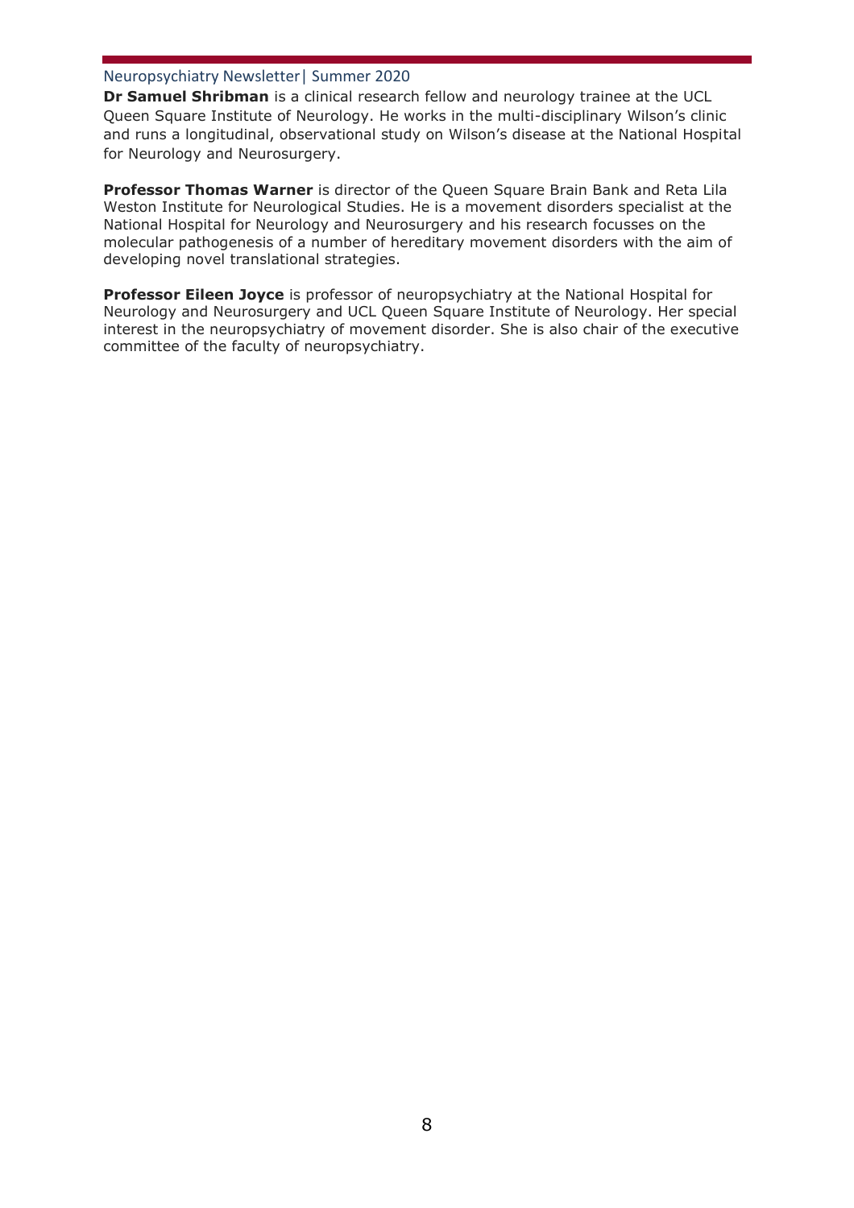**Dr Samuel Shribman** is a clinical research fellow and neurology trainee at the UCL Queen Square Institute of Neurology. He works in the multi-disciplinary Wilson's clinic and runs a longitudinal, observational study on Wilson's disease at the National Hospital for Neurology and Neurosurgery.

**Professor Thomas Warner** is director of the Queen Square Brain Bank and Reta Lila Weston Institute for Neurological Studies. He is a movement disorders specialist at the National Hospital for Neurology and Neurosurgery and his research focusses on the molecular pathogenesis of a number of hereditary movement disorders with the aim of developing novel translational strategies.

**Professor Eileen Joyce** is professor of neuropsychiatry at the National Hospital for Neurology and Neurosurgery and UCL Queen Square Institute of Neurology. Her special interest in the neuropsychiatry of movement disorder. She is also chair of the executive committee of the faculty of neuropsychiatry.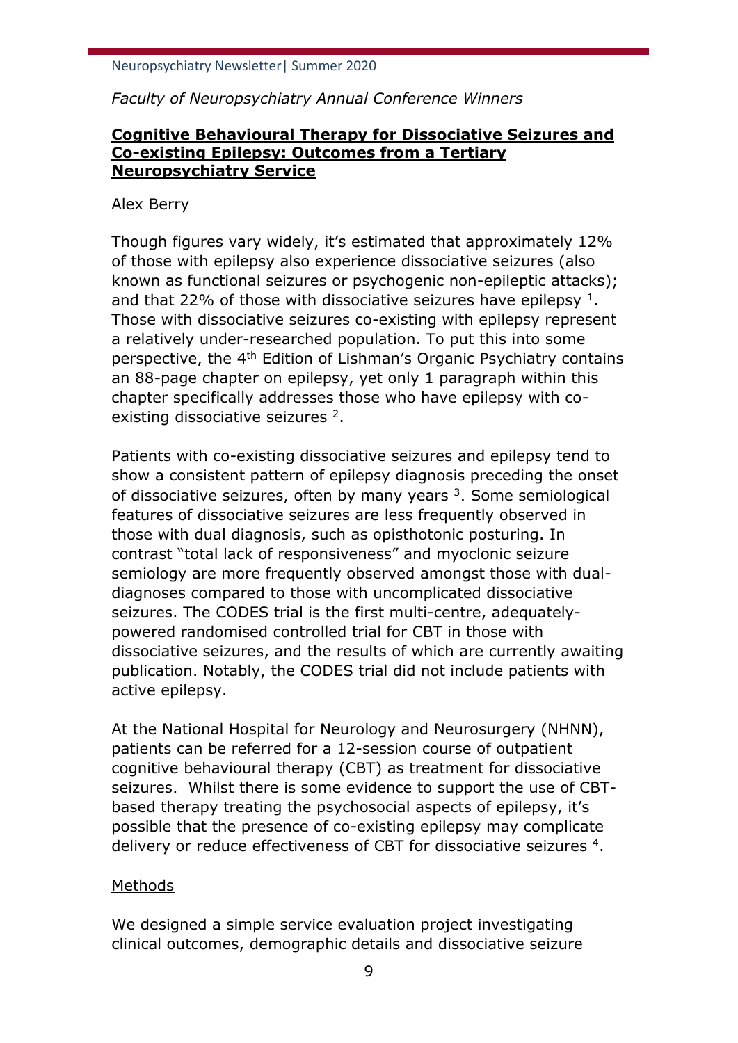*Faculty of Neuropsychiatry Annual Conference Winners*

## **Cognitive Behavioural Therapy for Dissociative Seizures and Co-existing Epilepsy: Outcomes from a Tertiary Neuropsychiatry Service**

Alex Berry

Though figures vary widely, it's estimated that approximately 12% of those with epilepsy also experience dissociative seizures (also known as functional seizures or psychogenic non-epileptic attacks); and that 22% of those with dissociative seizures have epilepsy [1]. Those with dissociative seizures co-existing with epilepsy represent a relatively under-researched population. To put this into some perspective, the 4th Edition of Lishman's Organic Psychiatry contains an 88-page chapter on epilepsy, yet only 1 paragraph within this chapter specifically addresses those who have epilepsy with co-existing dissociative seizures [2].

Patients with co-existing dissociative seizures and epilepsy tend to show a consistent pattern of epilepsy diagnosis preceding the onset of dissociative seizures, often by many years [3]. Some semiological features of dissociative seizures are less frequently observed in those with dual diagnosis, such as opisthotonic posturing. In contrast "total lack of responsiveness" and myoclonic seizure semiology are more frequently observed amongst those with dual-diagnoses compared to those with uncomplicated dissociative seizures. The CODES trial is the first multi-centre, adequately-powered randomised controlled trial for CBT in those with dissociative seizures, and the results of which are currently awaiting publication. Notably, the CODES trial did not include patients with active epilepsy.

At the National Hospital for Neurology and Neurosurgery (NHNN), patients can be referred for a 12-session course of outpatient cognitive behavioural therapy (CBT) as treatment for dissociative seizures. Whilst there is some evidence to support the use of CBT-based therapy treating the psychosocial aspects of epilepsy, it's possible that the presence of co-existing epilepsy may complicate delivery or reduce effectiveness of CBT for dissociative seizures [4].

### Methods

We designed a simple service evaluation project investigating clinical outcomes, demographic details and dissociative seizure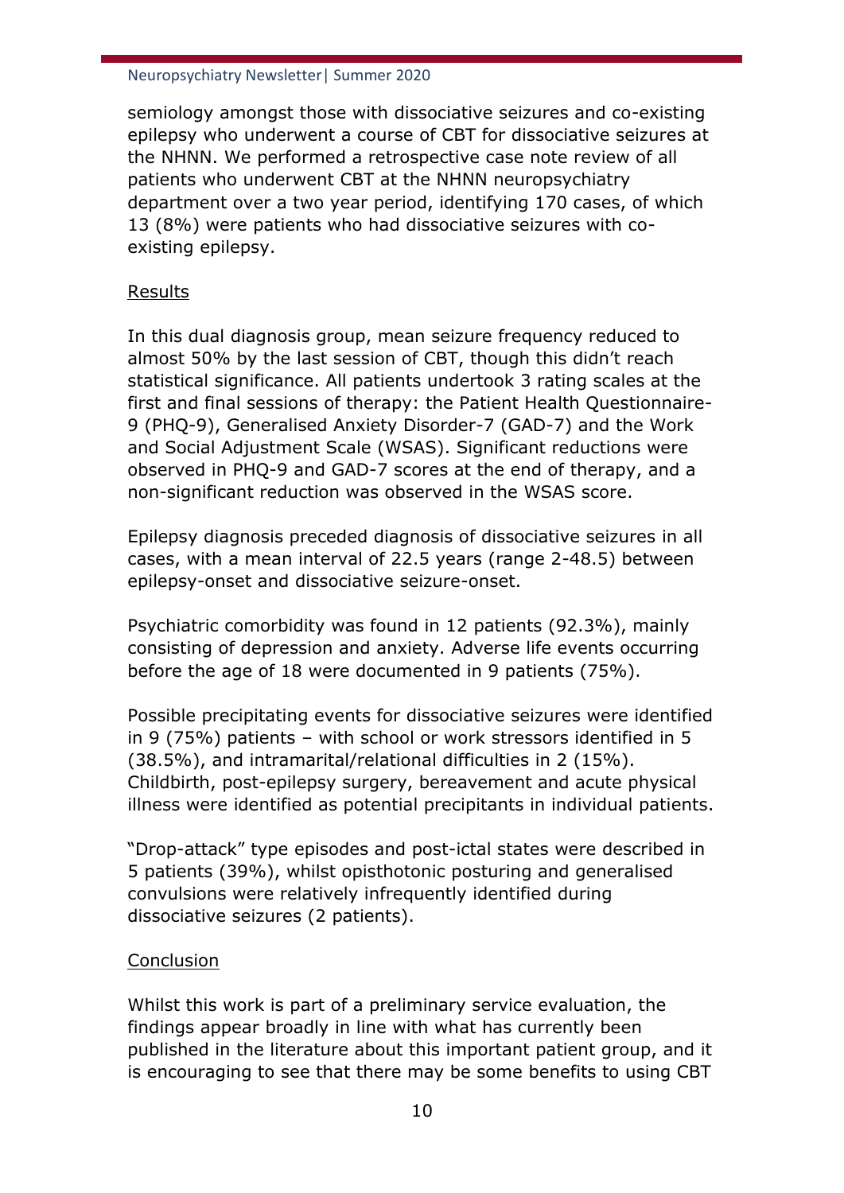semiology amongst those with dissociative seizures and co-existing epilepsy who underwent a course of CBT for dissociative seizures at the NHNN. We performed a retrospective case note review of all patients who underwent CBT at the NHNN neuropsychiatry department over a two year period, identifying 170 cases, of which 13 (8%) were patients who had dissociative seizures with co-existing epilepsy.

## Results

In this dual diagnosis group, mean seizure frequency reduced to almost 50% by the last session of CBT, though this didn't reach statistical significance. All patients undertook 3 rating scales at the first and final sessions of therapy: the Patient Health Questionnaire-9 (PHQ-9), Generalised Anxiety Disorder-7 (GAD-7) and the Work and Social Adjustment Scale (WSAS). Significant reductions were observed in PHQ-9 and GAD-7 scores at the end of therapy, and a non-significant reduction was observed in the WSAS score.

Epilepsy diagnosis preceded diagnosis of dissociative seizures in all cases, with a mean interval of 22.5 years (range 2-48.5) between epilepsy-onset and dissociative seizure-onset.

Psychiatric comorbidity was found in 12 patients (92.3%), mainly consisting of depression and anxiety. Adverse life events occurring before the age of 18 were documented in 9 patients (75%).

Possible precipitating events for dissociative seizures were identified in 9 (75%) patients – with school or work stressors identified in 5 (38.5%), and intramarital/relational difficulties in 2 (15%). Childbirth, post-epilepsy surgery, bereavement and acute physical illness were identified as potential precipitants in individual patients.

"Drop-attack" type episodes and post-ictal states were described in 5 patients (39%), whilst opisthotonic posturing and generalised convulsions were relatively infrequently identified during dissociative seizures (2 patients).

## Conclusion

Whilst this work is part of a preliminary service evaluation, the findings appear broadly in line with what has currently been published in the literature about this important patient group, and it is encouraging to see that there may be some benefits to using CBT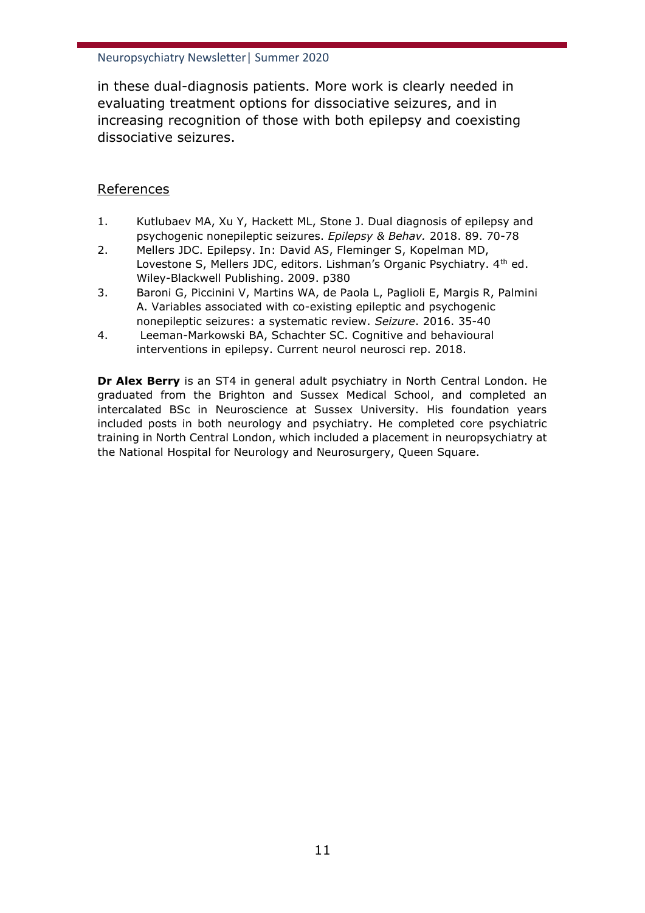in these dual-diagnosis patients. More work is clearly needed in evaluating treatment options for dissociative seizures, and in increasing recognition of those with both epilepsy and coexisting dissociative seizures.

## References

1. Kutlubaev MA, Xu Y, Hackett ML, Stone J. Dual diagnosis of epilepsy and psychogenic nonepileptic seizures. *Epilepsy & Behav.* 2018. 89. 70-78
2. Mellers JDC. Epilepsy. In: David AS, Fleminger S, Kopelman MD, Lovestone S, Mellers JDC, editors. Lishman's Organic Psychiatry. 4th ed. Wiley-Blackwell Publishing. 2009. p380
3. Baroni G, Piccinini V, Martins WA, de Paola L, Paglioli E, Margis R, Palmini A. Variables associated with co-existing epileptic and psychogenic nonepileptic seizures: a systematic review. *Seizure*. 2016. 35-40
4. Leeman-Markowski BA, Schachter SC. Cognitive and behavioural interventions in epilepsy. Current neurol neurosci rep. 2018.

**Dr Alex Berry** is an ST4 in general adult psychiatry in North Central London. He graduated from the Brighton and Sussex Medical School, and completed an intercalated BSc in Neuroscience at Sussex University. His foundation years included posts in both neurology and psychiatry. He completed core psychiatric training in North Central London, which included a placement in neuropsychiatry at the National Hospital for Neurology and Neurosurgery, Queen Square.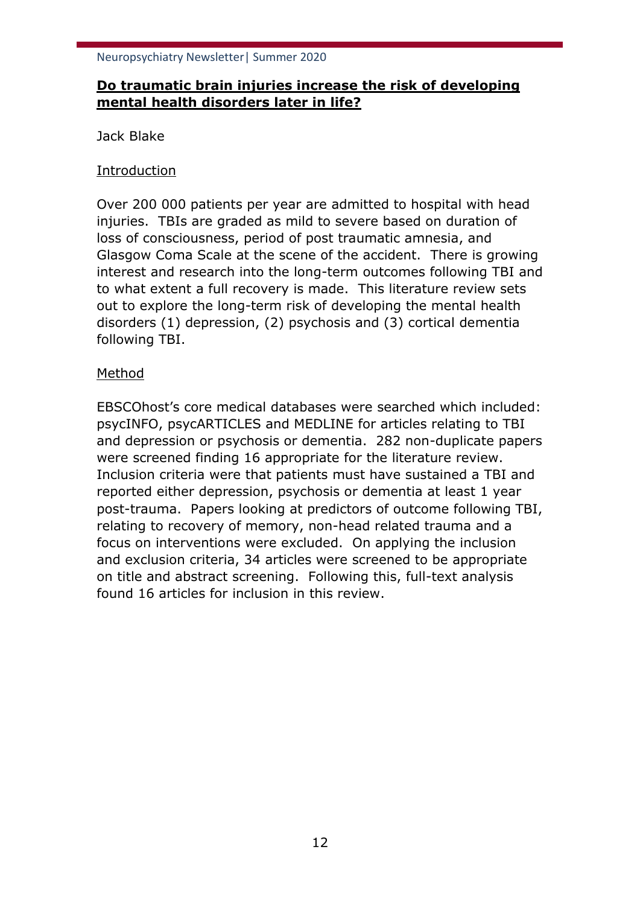## **Do traumatic brain injuries increase the risk of developing mental health disorders later in life?**

Jack Blake

### Introduction

Over 200 000 patients per year are admitted to hospital with head injuries. TBIs are graded as mild to severe based on duration of loss of consciousness, period of post traumatic amnesia, and Glasgow Coma Scale at the scene of the accident. There is growing interest and research into the long-term outcomes following TBI and to what extent a full recovery is made. This literature review sets out to explore the long-term risk of developing the mental health disorders (1) depression, (2) psychosis and (3) cortical dementia following TBI.

### Method

EBSCOhost's core medical databases were searched which included: psycINFO, psycARTICLES and MEDLINE for articles relating to TBI and depression or psychosis or dementia. 282 non-duplicate papers were screened finding 16 appropriate for the literature review. Inclusion criteria were that patients must have sustained a TBI and reported either depression, psychosis or dementia at least 1 year post-trauma. Papers looking at predictors of outcome following TBI, relating to recovery of memory, non-head related trauma and a focus on interventions were excluded. On applying the inclusion and exclusion criteria, 34 articles were screened to be appropriate on title and abstract screening. Following this, full-text analysis found 16 articles for inclusion in this review.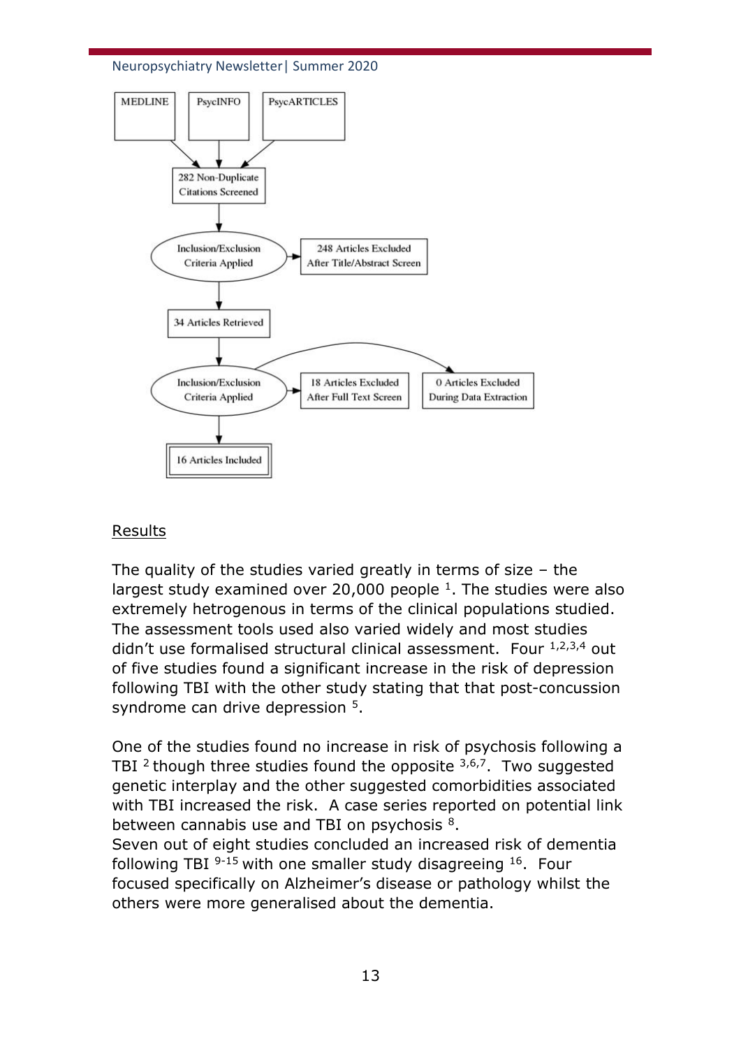MEDLINE

PsycINFO

PsycARTICLES

282 Non-Duplicate Citations Screened

Inclusion/Exclusion Criteria Applied

248 Articles Excluded After Title/Abstract Screen

34 Articles Retrieved

Inclusion/Exclusion Criteria Applied

18 Articles Excluded After Full Text Screen

0 Articles Excluded During Data Extraction

16 Articles Included

## Results

The quality of the studies varied greatly in terms of size – the largest study examined over 20,000 people [1]. The studies were also extremely hetrogenous in terms of the clinical populations studied. The assessment tools used also varied widely and most studies didn't use formalised structural clinical assessment. Four [1,2,3,4] out of five studies found a significant increase in the risk of depression following TBI with the other study stating that that post-concussion syndrome can drive depression [5].

One of the studies found no increase in risk of psychosis following a TBI [2] though three studies found the opposite [3,6,7]. Two suggested genetic interplay and the other suggested comorbidities associated with TBI increased the risk. A case series reported on potential link between cannabis use and TBI on psychosis [8].
Seven out of eight studies concluded an increased risk of dementia following TBI [9-15] with one smaller study disagreeing [16]. Four focused specifically on Alzheimer's disease or pathology whilst the others were more generalised about the dementia.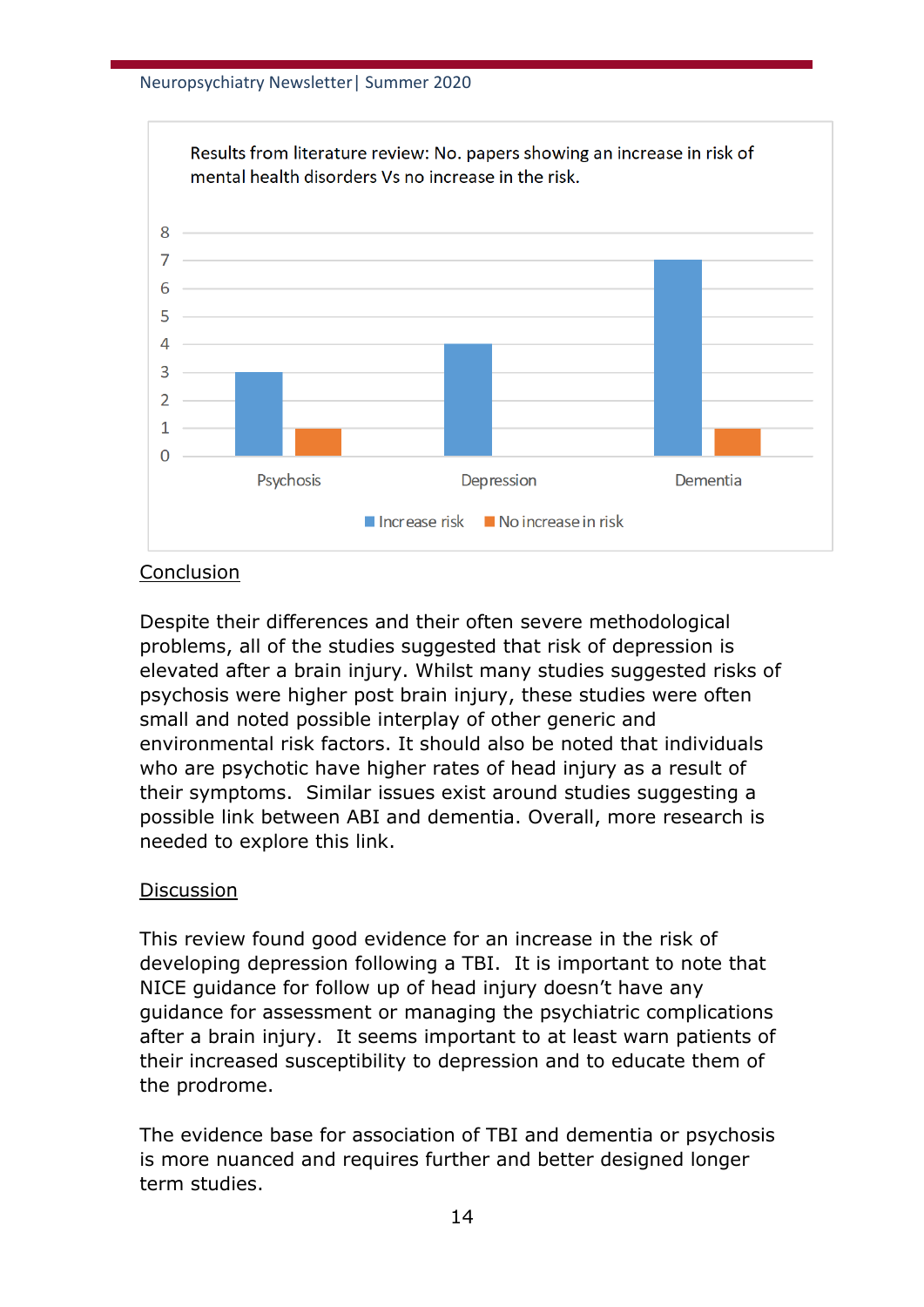Results from literature review: No. papers showing an increase in risk of mental health disorders Vs no increase in the risk.

| | Increase risk | No increase in risk |
|---|---|---|
| Psychosis | 3 | 1 |
| Depression | 4 | 0 |
| Dementia | 7 | 1 |

## Conclusion

Despite their differences and their often severe methodological problems, all of the studies suggested that risk of depression is elevated after a brain injury. Whilst many studies suggested risks of psychosis were higher post brain injury, these studies were often small and noted possible interplay of other generic and environmental risk factors. It should also be noted that individuals who are psychotic have higher rates of head injury as a result of their symptoms. Similar issues exist around studies suggesting a possible link between ABI and dementia. Overall, more research is needed to explore this link.

## Discussion

This review found good evidence for an increase in the risk of developing depression following a TBI. It is important to note that NICE guidance for follow up of head injury doesn't have any guidance for assessment or managing the psychiatric complications after a brain injury. It seems important to at least warn patients of their increased susceptibility to depression and to educate them of the prodrome.

The evidence base for association of TBI and dementia or psychosis is more nuanced and requires further and better designed longer term studies.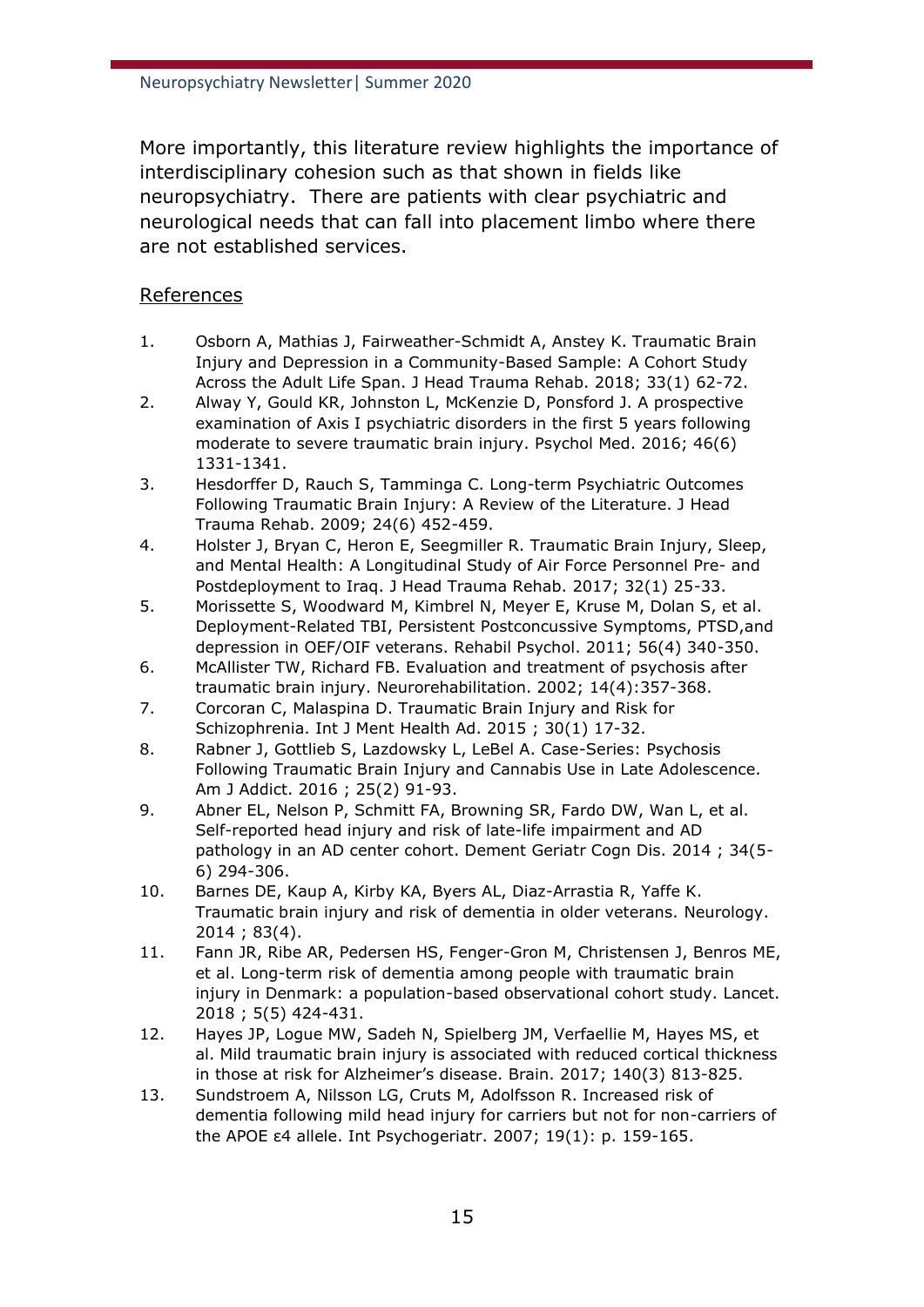More importantly, this literature review highlights the importance of interdisciplinary cohesion such as that shown in fields like neuropsychiatry.  There are patients with clear psychiatric and neurological needs that can fall into placement limbo where there are not established services.

## References

1. Osborn A, Mathias J, Fairweather-Schmidt A, Anstey K. Traumatic Brain Injury and Depression in a Community-Based Sample: A Cohort Study Across the Adult Life Span. J Head Trauma Rehab. 2018; 33(1) 62-72.
2. Alway Y, Gould KR, Johnston L, McKenzie D, Ponsford J. A prospective examination of Axis I psychiatric disorders in the first 5 years following moderate to severe traumatic brain injury. Psychol Med. 2016; 46(6) 1331-1341.
3. Hesdorffer D, Rauch S, Tamminga C. Long-term Psychiatric Outcomes Following Traumatic Brain Injury: A Review of the Literature. J Head Trauma Rehab. 2009; 24(6) 452-459.
4. Holster J, Bryan C, Heron E, Seegmiller R. Traumatic Brain Injury, Sleep, and Mental Health: A Longitudinal Study of Air Force Personnel Pre- and Postdeployment to Iraq. J Head Trauma Rehab. 2017; 32(1) 25-33.
5. Morissette S, Woodward M, Kimbrel N, Meyer E, Kruse M, Dolan S, et al. Deployment-Related TBI, Persistent Postconcussive Symptoms, PTSD,and depression in OEF/OIF veterans. Rehabil Psychol. 2011; 56(4) 340-350.
6. McAllister TW, Richard FB. Evaluation and treatment of psychosis after traumatic brain injury. Neurorehabilitation. 2002; 14(4):357-368.
7. Corcoran C, Malaspina D. Traumatic Brain Injury and Risk for Schizophrenia. Int J Ment Health Ad. 2015 ; 30(1) 17-32.
8. Rabner J, Gottlieb S, Lazdowsky L, LeBel A. Case-Series: Psychosis Following Traumatic Brain Injury and Cannabis Use in Late Adolescence. Am J Addict. 2016 ; 25(2) 91-93.
9. Abner EL, Nelson P, Schmitt FA, Browning SR, Fardo DW, Wan L, et al. Self-reported head injury and risk of late-life impairment and AD pathology in an AD center cohort. Dement Geriatr Cogn Dis. 2014 ; 34(5-6) 294-306.
10. Barnes DE, Kaup A, Kirby KA, Byers AL, Diaz-Arrastia R, Yaffe K. Traumatic brain injury and risk of dementia in older veterans. Neurology. 2014 ; 83(4).
11. Fann JR, Ribe AR, Pedersen HS, Fenger-Gron M, Christensen J, Benros ME, et al. Long-term risk of dementia among people with traumatic brain injury in Denmark: a population-based observational cohort study. Lancet. 2018 ; 5(5) 424-431.
12. Hayes JP, Logue MW, Sadeh N, Spielberg JM, Verfaellie M, Hayes MS, et al. Mild traumatic brain injury is associated with reduced cortical thickness in those at risk for Alzheimer's disease. Brain. 2017; 140(3) 813-825.
13. Sundstroem A, Nilsson LG, Cruts M, Adolfsson R. Increased risk of dementia following mild head injury for carriers but not for non-carriers of the APOE ε4 allele. Int Psychogeriatr. 2007; 19(1): p. 159-165.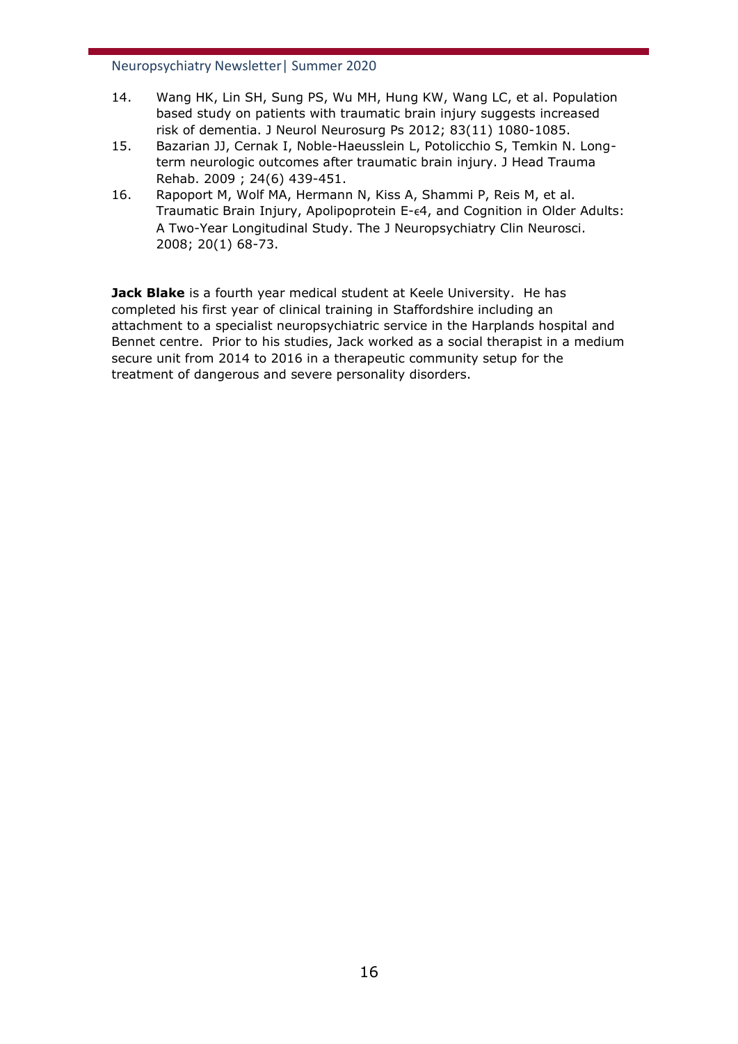14. Wang HK, Lin SH, Sung PS, Wu MH, Hung KW, Wang LC, et al. Population based study on patients with traumatic brain injury suggests increased risk of dementia. J Neurol Neurosurg Ps 2012; 83(11) 1080-1085.
15. Bazarian JJ, Cernak I, Noble-Haeusslein L, Potolicchio S, Temkin N. Long-term neurologic outcomes after traumatic brain injury. J Head Trauma Rehab. 2009 ; 24(6) 439-451.
16. Rapoport M, Wolf MA, Hermann N, Kiss A, Shammi P, Reis M, et al. Traumatic Brain Injury, Apolipoprotein E-ϵ4, and Cognition in Older Adults: A Two-Year Longitudinal Study. The J Neuropsychiatry Clin Neurosci. 2008; 20(1) 68-73.

**Jack Blake** is a fourth year medical student at Keele University. He has completed his first year of clinical training in Staffordshire including an attachment to a specialist neuropsychiatric service in the Harplands hospital and Bennet centre. Prior to his studies, Jack worked as a social therapist in a medium secure unit from 2014 to 2016 in a therapeutic community setup for the treatment of dangerous and severe personality disorders.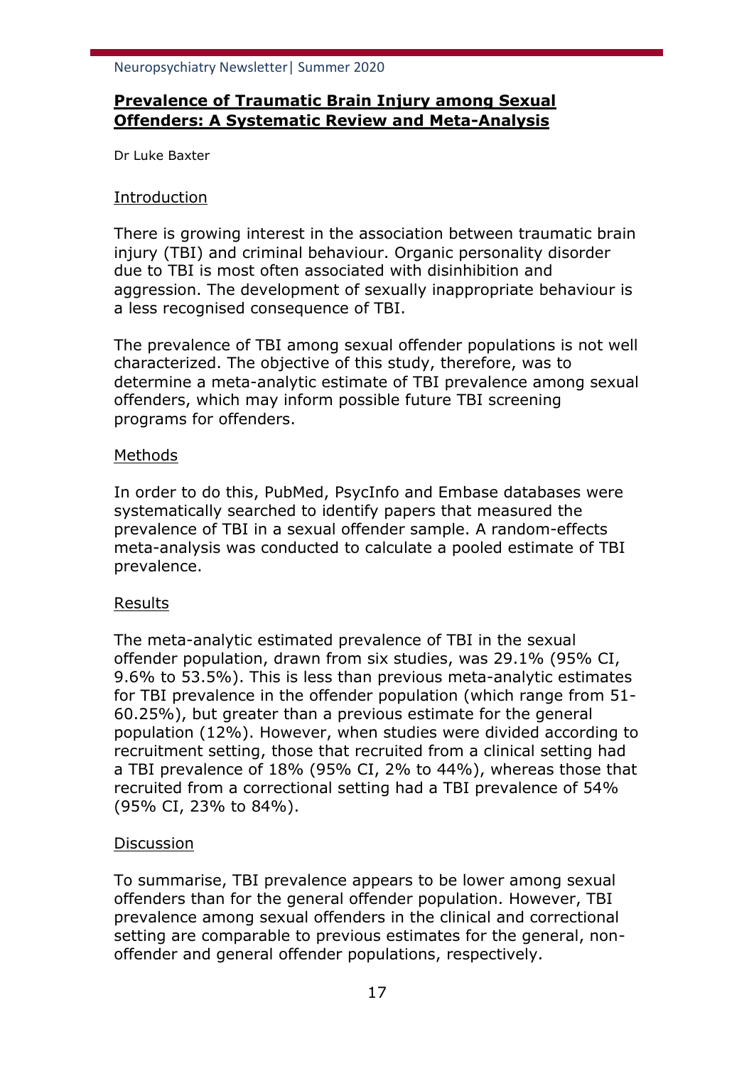## Prevalence of Traumatic Brain Injury among Sexual Offenders: A Systematic Review and Meta-Analysis

Dr Luke Baxter

### Introduction

There is growing interest in the association between traumatic brain injury (TBI) and criminal behaviour. Organic personality disorder due to TBI is most often associated with disinhibition and aggression. The development of sexually inappropriate behaviour is a less recognised consequence of TBI.

The prevalence of TBI among sexual offender populations is not well characterized. The objective of this study, therefore, was to determine a meta-analytic estimate of TBI prevalence among sexual offenders, which may inform possible future TBI screening programs for offenders.

### Methods

In order to do this, PubMed, PsycInfo and Embase databases were systematically searched to identify papers that measured the prevalence of TBI in a sexual offender sample. A random-effects meta-analysis was conducted to calculate a pooled estimate of TBI prevalence.

### Results

The meta-analytic estimated prevalence of TBI in the sexual offender population, drawn from six studies, was 29.1% (95% CI, 9.6% to 53.5%). This is less than previous meta-analytic estimates for TBI prevalence in the offender population (which range from 51-60.25%), but greater than a previous estimate for the general population (12%). However, when studies were divided according to recruitment setting, those that recruited from a clinical setting had a TBI prevalence of 18% (95% CI, 2% to 44%), whereas those that recruited from a correctional setting had a TBI prevalence of 54% (95% CI, 23% to 84%).

### Discussion

To summarise, TBI prevalence appears to be lower among sexual offenders than for the general offender population. However, TBI prevalence among sexual offenders in the clinical and correctional setting are comparable to previous estimates for the general, non-offender and general offender populations, respectively.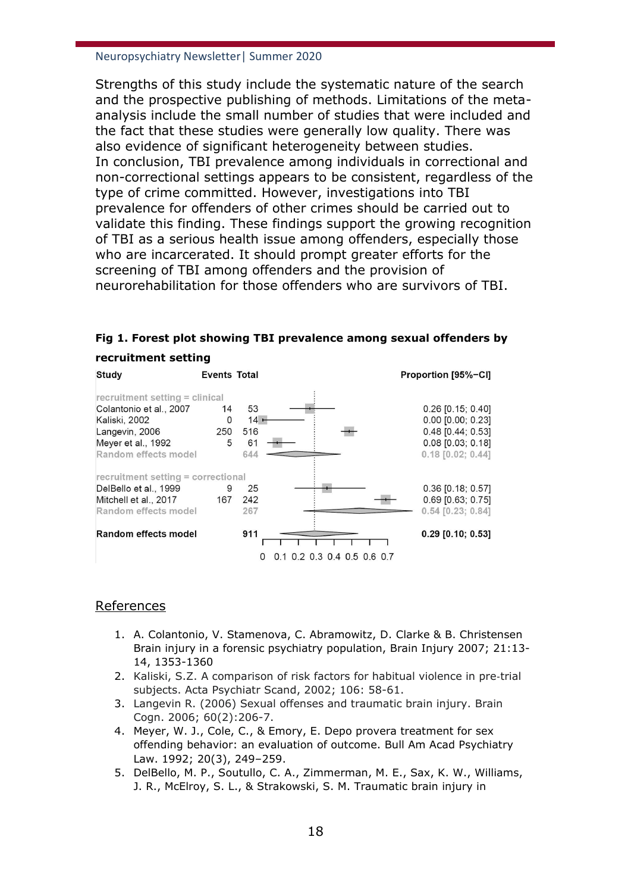Strengths of this study include the systematic nature of the search and the prospective publishing of methods. Limitations of the meta-analysis include the small number of studies that were included and the fact that these studies were generally low quality. There was also evidence of significant heterogeneity between studies.
In conclusion, TBI prevalence among individuals in correctional and non-correctional settings appears to be consistent, regardless of the type of crime committed. However, investigations into TBI prevalence for offenders of other crimes should be carried out to validate this finding. These findings support the growing recognition of TBI as a serious health issue among offenders, especially those who are incarcerated. It should prompt greater efforts for the screening of TBI among offenders and the provision of neurorehabilitation for those offenders who are survivors of TBI.

**Fig 1. Forest plot showing TBI prevalence among sexual offenders by recruitment setting**

| Study | Events | Total | Proportion [95%−CI] |
|---|---|---|---|
| recruitment setting = clinical | | | |
| Colantonio et al., 2007 | 14 | 53 | 0.26 [0.15; 0.40] |
| Kaliski, 2002 | 0 | 14 | 0.00 [0.00; 0.23] |
| Langevin, 2006 | 250 | 516 | 0.48 [0.44; 0.53] |
| Meyer et al., 1992 | 5 | 61 | 0.08 [0.03; 0.18] |
| Random effects model | | 644 | 0.18 [0.02; 0.44] |
| recruitment setting = correctional | | | |
| DelBello et al., 1999 | 9 | 25 | 0.36 [0.18; 0.57] |
| Mitchell et al., 2017 | 167 | 242 | 0.69 [0.63; 0.75] |
| Random effects model | | 267 | 0.54 [0.23; 0.84] |
| **Random effects model** | | **911** | **0.29 [0.10; 0.53]** |

## References

1. A. Colantonio, V. Stamenova, C. Abramowitz, D. Clarke & B. Christensen Brain injury in a forensic psychiatry population, Brain Injury 2007; 21:13-14, 1353-1360
2. Kaliski, S.Z. A comparison of risk factors for habitual violence in pre-trial subjects. Acta Psychiatr Scand, 2002; 106: 58-61.
3. Langevin R. (2006) Sexual offenses and traumatic brain injury. Brain Cogn. 2006; 60(2):206-7.
4. Meyer, W. J., Cole, C., & Emory, E. Depo provera treatment for sex offending behavior: an evaluation of outcome. Bull Am Acad Psychiatry Law. 1992; 20(3), 249–259.
5. DelBello, M. P., Soutullo, C. A., Zimmerman, M. E., Sax, K. W., Williams, J. R., McElroy, S. L., & Strakowski, S. M. Traumatic brain injury in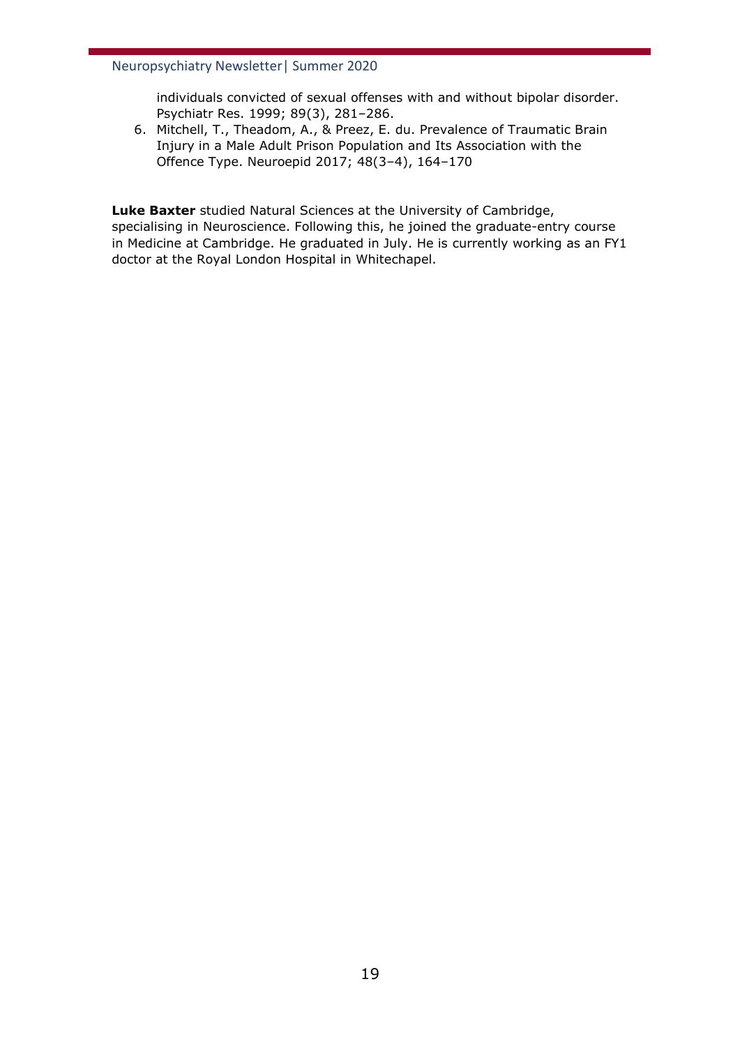individuals convicted of sexual offenses with and without bipolar disorder. Psychiatr Res. 1999; 89(3), 281–286.

6. Mitchell, T., Theadom, A., & Preez, E. du. Prevalence of Traumatic Brain Injury in a Male Adult Prison Population and Its Association with the Offence Type. Neuroepid 2017; 48(3–4), 164–170

**Luke Baxter** studied Natural Sciences at the University of Cambridge, specialising in Neuroscience. Following this, he joined the graduate-entry course in Medicine at Cambridge. He graduated in July. He is currently working as an FY1 doctor at the Royal London Hospital in Whitechapel.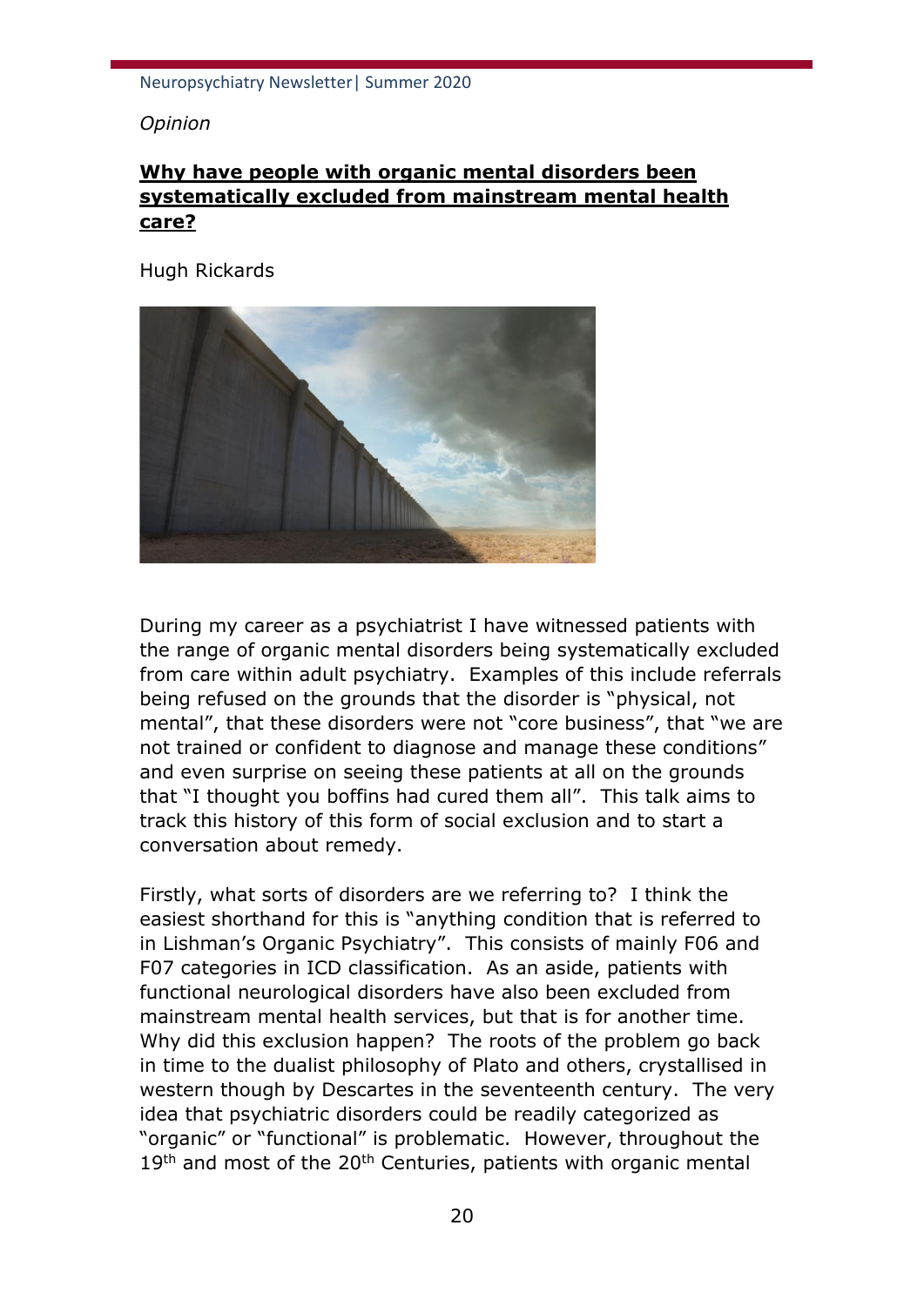*Opinion*

## Why have people with organic mental disorders been systematically excluded from mainstream mental health care?

Hugh Rickards

During my career as a psychiatrist I have witnessed patients with the range of organic mental disorders being systematically excluded from care within adult psychiatry. Examples of this include referrals being refused on the grounds that the disorder is "physical, not mental", that these disorders were not "core business", that "we are not trained or confident to diagnose and manage these conditions" and even surprise on seeing these patients at all on the grounds that "I thought you boffins had cured them all". This talk aims to track this history of this form of social exclusion and to start a conversation about remedy.

Firstly, what sorts of disorders are we referring to? I think the easiest shorthand for this is "anything condition that is referred to in Lishman's Organic Psychiatry". This consists of mainly F06 and F07 categories in ICD classification. As an aside, patients with functional neurological disorders have also been excluded from mainstream mental health services, but that is for another time. Why did this exclusion happen? The roots of the problem go back in time to the dualist philosophy of Plato and others, crystallised in western though by Descartes in the seventeenth century. The very idea that psychiatric disorders could be readily categorized as "organic" or "functional" is problematic. However, throughout the 19th and most of the 20th Centuries, patients with organic mental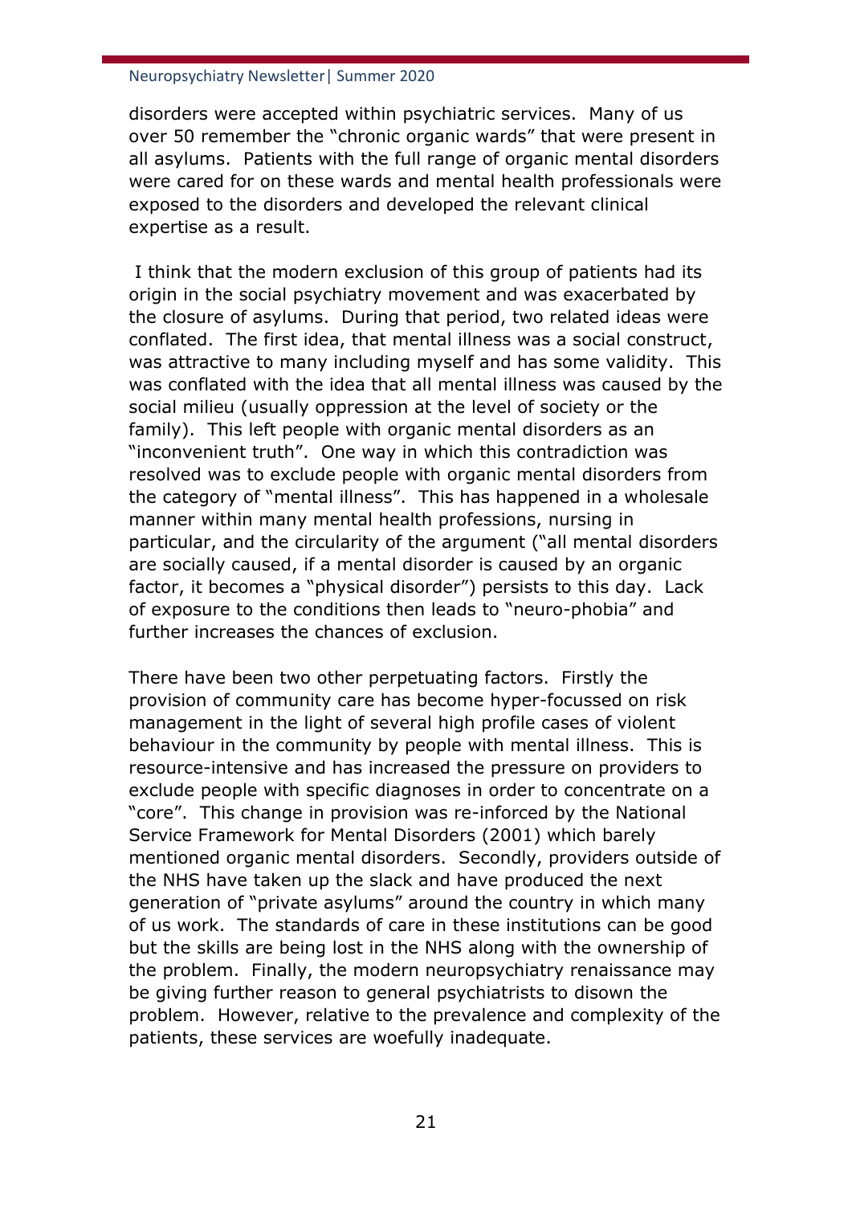disorders were accepted within psychiatric services. Many of us over 50 remember the "chronic organic wards" that were present in all asylums. Patients with the full range of organic mental disorders were cared for on these wards and mental health professionals were exposed to the disorders and developed the relevant clinical expertise as a result.

I think that the modern exclusion of this group of patients had its origin in the social psychiatry movement and was exacerbated by the closure of asylums. During that period, two related ideas were conflated. The first idea, that mental illness was a social construct, was attractive to many including myself and has some validity. This was conflated with the idea that all mental illness was caused by the social milieu (usually oppression at the level of society or the family). This left people with organic mental disorders as an "inconvenient truth". One way in which this contradiction was resolved was to exclude people with organic mental disorders from the category of "mental illness". This has happened in a wholesale manner within many mental health professions, nursing in particular, and the circularity of the argument ("all mental disorders are socially caused, if a mental disorder is caused by an organic factor, it becomes a "physical disorder") persists to this day. Lack of exposure to the conditions then leads to "neuro-phobia" and further increases the chances of exclusion.

There have been two other perpetuating factors. Firstly the provision of community care has become hyper-focussed on risk management in the light of several high profile cases of violent behaviour in the community by people with mental illness. This is resource-intensive and has increased the pressure on providers to exclude people with specific diagnoses in order to concentrate on a "core". This change in provision was re-inforced by the National Service Framework for Mental Disorders (2001) which barely mentioned organic mental disorders. Secondly, providers outside of the NHS have taken up the slack and have produced the next generation of "private asylums" around the country in which many of us work. The standards of care in these institutions can be good but the skills are being lost in the NHS along with the ownership of the problem. Finally, the modern neuropsychiatry renaissance may be giving further reason to general psychiatrists to disown the problem. However, relative to the prevalence and complexity of the patients, these services are woefully inadequate.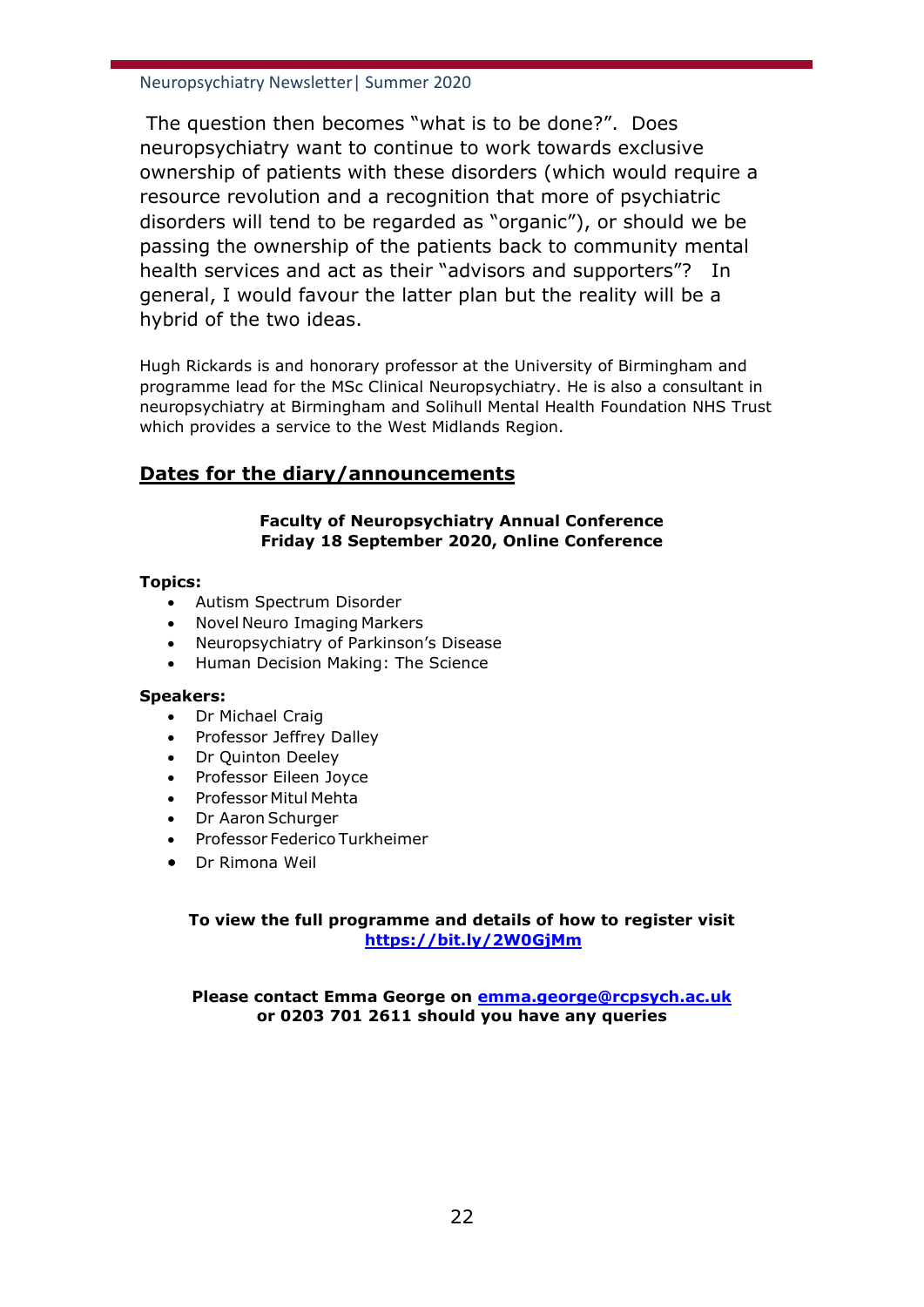The question then becomes "what is to be done?". Does neuropsychiatry want to continue to work towards exclusive ownership of patients with these disorders (which would require a resource revolution and a recognition that more of psychiatric disorders will tend to be regarded as "organic"), or should we be passing the ownership of the patients back to community mental health services and act as their "advisors and supporters"? In general, I would favour the latter plan but the reality will be a hybrid of the two ideas.

Hugh Rickards is and honorary professor at the University of Birmingham and programme lead for the MSc Clinical Neuropsychiatry. He is also a consultant in neuropsychiatry at Birmingham and Solihull Mental Health Foundation NHS Trust which provides a service to the West Midlands Region.

## Dates for the diary/announcements

**Faculty of Neuropsychiatry Annual Conference**
**Friday 18 September 2020, Online Conference**

**Topics:**

- Autism Spectrum Disorder
- Novel Neuro Imaging Markers
- Neuropsychiatry of Parkinson's Disease
- Human Decision Making: The Science

**Speakers:**

- Dr Michael Craig
- Professor Jeffrey Dalley
- Dr Quinton Deeley
- Professor Eileen Joyce
- Professor Mitul Mehta
- Dr Aaron Schurger
- Professor Federico Turkheimer
- Dr Rimona Weil

**To view the full programme and details of how to register visit [https://bit.ly/2W0GjMm](https://bit.ly/2W0GjMm)**

**Please contact Emma George on [emma.george@rcpsych.ac.uk](mailto:emma.george@rcpsych.ac.uk) or 0203 701 2611 should you have any queries**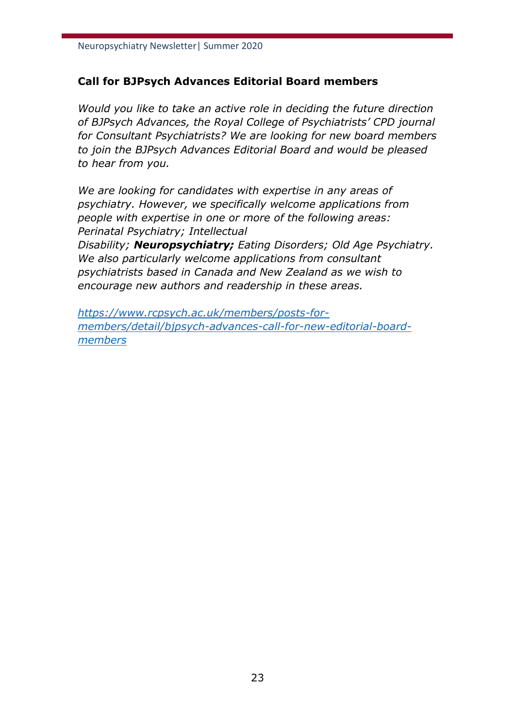## Call for BJPsych Advances Editorial Board members

*Would you like to take an active role in deciding the future direction of BJPsych Advances, the Royal College of Psychiatrists' CPD journal for Consultant Psychiatrists? We are looking for new board members to join the BJPsych Advances Editorial Board and would be pleased to hear from you.*

*We are looking for candidates with expertise in any areas of psychiatry. However, we specifically welcome applications from people with expertise in one or more of the following areas: Perinatal Psychiatry; Intellectual Disability;* ***Neuropsychiatry;*** *Eating Disorders; Old Age Psychiatry. We also particularly welcome applications from consultant psychiatrists based in Canada and New Zealand as we wish to encourage new authors and readership in these areas.*

*https://www.rcpsych.ac.uk/members/posts-for-members/detail/bjpsych-advances-call-for-new-editorial-board-members*